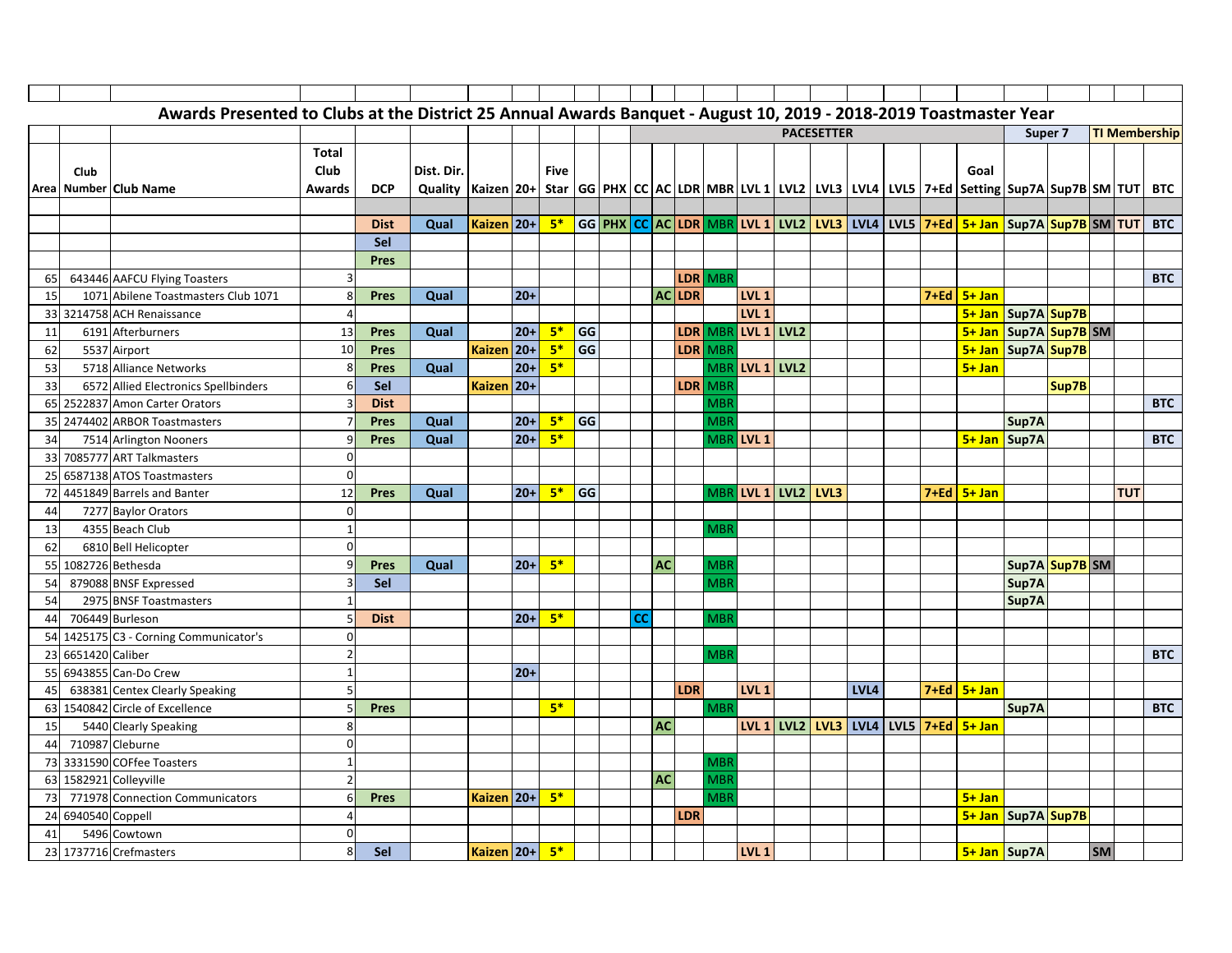# Awards Presented to Clubs at the District 25 Annual Awards Banquet - August 10, 2019 - 2018-2019 Toastmaster Year

| | | | | | | | | | | | | | | | | | | | | | | | | | | | |
|---|---|---|---|---|---|---|---|---|---|---|---|---|---|---|---|---|---|---|---|---|---|---|---|---|---|---|---|
| | | | | | | | | | | PACESETTER | | | | | | | | | | | | | Super 7 | | TI Membership | | |
| Area | Club Number | Club Name | Total Club Awards | DCP | Dist. Dir. Quality | Kaizen | 20+ | Five Star | GG | PHX | CC | AC | LDR | MBR | LVL 1 | LVL2 | LVL3 | LVL4 | LVL5 | 7+Ed | Goal Setting | Sup7A | Sup7B | SM | TUT | BTC |
| | | | | Dist | Qual | Kaizen | 20+ | 5* | GG | PHX | CC | AC | LDR | MBR | LVL 1 | LVL2 | LVL3 | LVL4 | LVL5 | 7+Ed | 5+ Jan | Sup7A | Sup7B | SM | TUT | BTC |
| | | | | Sel | | | | | | | | | | | | | | | | | | | | | | |
| | | | | Pres | | | | | | | | | | | | | | | | | | | | | | |
| 65 | 643446 | AAFCU Flying Toasters | 3 | | | | | | | | | | LDR | MBR | | | | | | | | | | | | BTC |
| 15 | 1071 | Abilene Toastmasters Club 1071 | 8 | Pres | Qual | | 20+ | | | | | AC | LDR | | LVL 1 | | | | | 7+Ed | 5+ Jan | | | | | |
| 33 | 3214758 | ACH Renaissance | 4 | | | | | | | | | | | | LVL 1 | | | | | | 5+ Jan | Sup7A | Sup7B | | | |
| 11 | 6191 | Afterburners | 13 | Pres | Qual | | 20+ | 5* | GG | | | | LDR | MBR | LVL 1 | LVL2 | | | | | 5+ Jan | Sup7A | Sup7B | SM | | |
| 62 | 5537 | Airport | 10 | Pres | | Kaizen | 20+ | 5* | GG | | | | LDR | MBR | | | | | | | 5+ Jan | Sup7A | Sup7B | | | |
| 53 | 5718 | Alliance Networks | 8 | Pres | Qual | | 20+ | 5* | | | | | | MBR | LVL 1 | LVL2 | | | | | 5+ Jan | | | | | |
| 33 | 6572 | Allied Electronics Spellbinders | 6 | Sel | | Kaizen | 20+ | | | | | | LDR | MBR | | | | | | | | | Sup7B | | | |
| 65 | 2522837 | Amon Carter Orators | 3 | Dist | | | | | | | | | | MBR | | | | | | | | | | | | BTC |
| 35 | 2474402 | ARBOR Toastmasters | 7 | Pres | Qual | | 20+ | 5* | GG | | | | | MBR | | | | | | | | Sup7A | | | | |
| 34 | 7514 | Arlington Nooners | 9 | Pres | Qual | | 20+ | 5* | | | | | | MBR | LVL 1 | | | | | | 5+ Jan | Sup7A | | | | BTC |
| 33 | 7085777 | ART Talkmasters | 0 | | | | | | | | | | | | | | | | | | | | | | | |
| 25 | 6587138 | ATOS Toastmasters | 0 | | | | | | | | | | | | | | | | | | | | | | | |
| 72 | 4451849 | Barrels and Banter | 12 | Pres | Qual | | 20+ | 5* | GG | | | | | MBR | LVL 1 | LVL2 | LVL3 | | | 7+Ed | 5+ Jan | | | | TUT | |
| 44 | 7277 | Baylor Orators | 0 | | | | | | | | | | | | | | | | | | | | | | | |
| 13 | 4355 | Beach Club | 1 | | | | | | | | | | | MBR | | | | | | | | | | | | |
| 62 | 6810 | Bell Helicopter | 0 | | | | | | | | | | | | | | | | | | | | | | | |
| 55 | 1082726 | Bethesda | 9 | Pres | Qual | | 20+ | 5* | | | | AC | | MBR | | | | | | | | Sup7A | Sup7B | SM | | |
| 54 | 879088 | BNSF Expressed | 3 | Sel | | | | | | | | | | MBR | | | | | | | | Sup7A | | | | |
| 54 | 2975 | BNSF Toastmasters | 1 | | | | | | | | | | | | | | | | | | | Sup7A | | | | |
| 44 | 706449 | Burleson | 5 | Dist | | | 20+ | 5* | | | CC | | | MBR | | | | | | | | | | | | |
| 54 | 1425175 | C3 - Corning Communicator's | 0 | | | | | | | | | | | | | | | | | | | | | | | |
| 23 | 6651420 | Caliber | 2 | | | | | | | | | | | MBR | | | | | | | | | | | | BTC |
| 55 | 6943855 | Can-Do Crew | 1 | | | | 20+ | | | | | | | | | | | | | | | | | | | |
| 45 | 638381 | Centex Clearly Speaking | 5 | | | | | | | | | | LDR | | LVL 1 | | | LVL4 | | 7+Ed | 5+ Jan | | | | | |
| 63 | 1540842 | Circle of Excellence | 5 | Pres | | | | 5* | | | | | | MBR | | | | | | | | Sup7A | | | | BTC |
| 15 | 5440 | Clearly Speaking | 8 | | | | | | | | | AC | | | LVL 1 | LVL2 | LVL3 | LVL4 | LVL5 | 7+Ed | 5+ Jan | | | | | |
| 44 | 710987 | Cleburne | 0 | | | | | | | | | | | | | | | | | | | | | | | |
| 73 | 3331590 | COFfee Toasters | 1 | | | | | | | | | | | MBR | | | | | | | | | | | | |
| 63 | 1582921 | Colleyville | 2 | | | | | | | | | AC | | MBR | | | | | | | | | | | | |
| 73 | 771978 | Connection Communicators | 6 | Pres | | Kaizen | 20+ | 5* | | | | | | MBR | | | | | | | 5+ Jan | | | | | |
| 24 | 6940540 | Coppell | 4 | | | | | | | | | | LDR | | | | | | | | 5+ Jan | Sup7A | Sup7B | | | |
| 41 | 5496 | Cowtown | 0 | | | | | | | | | | | | | | | | | | | | | | | |
| 23 | 1737716 | Crefmasters | 8 | Sel | | Kaizen | 20+ | 5* | | | | | | | LVL 1 | | | | | | 5+ Jan | Sup7A | | SM | | |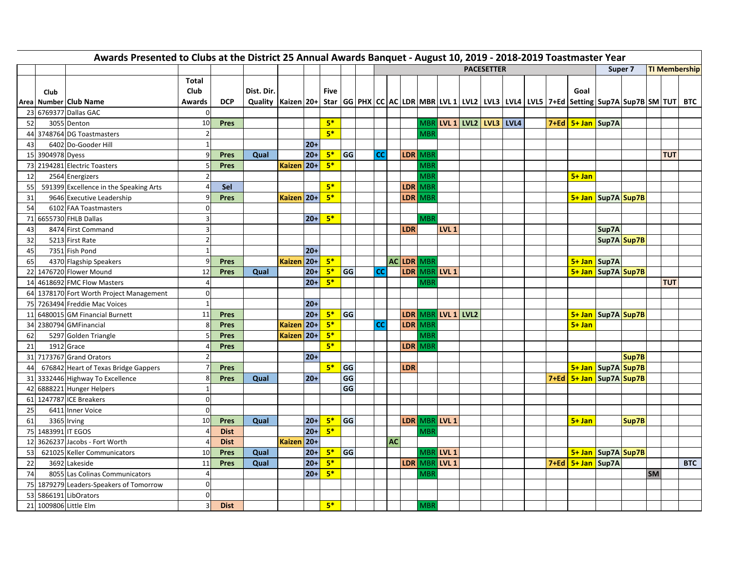## Awards Presented to Clubs at the District 25 Annual Awards Banquet - August 10, 2019 - 2018-2019 Toastmaster Year

| | | | | | | | | | | | | | PACESETTER | | | | | | | | | | Super 7 | | TI Membership | | |
|---|---|---|---|---|---|---|---|---|---|---|---|---|---|---|---|---|---|---|---|---|---|---|---|---|---|---|---|
| Area | Club Number | Club Name | Total Club Awards | DCP | Dist. Dir. Quality | Kaizen | 20+ | Five Star | GG | PHX | CC | AC | LDR | MBR | LVL 1 | LVL2 | LVL3 | LVL4 | LVL5 | 7+Ed | Goal Setting | Sup7A | Sup7B | SM | TUT | BTC |
| 23 | 6769377 | Dallas GAC | 0 | | | | | | | | | | | | | | | | | | | | | | | |
| 52 | 3055 | Denton | 10 | Pres | | | | 5* | | | | | | MBR | LVL 1 | LVL2 | LVL3 | LVL4 | | 7+Ed | 5+ Jan | Sup7A | | | | |
| 44 | 3748764 | DG Toastmasters | 2 | | | | | 5* | | | | | | MBR | | | | | | | | | | | | |
| 43 | 6402 | Do-Gooder Hill | 1 | | | | 20+ | | | | | | | | | | | | | | | | | | | |
| 15 | 3904978 | Dyess | 9 | Pres | Qual | | 20+ | 5* | GG | | CC | | LDR | MBR | | | | | | | | | | | TUT | |
| 73 | 2194281 | Electric Toasters | 5 | Pres | | Kaizen | 20+ | 5* | | | | | | MBR | | | | | | | | | | | | |
| 12 | 2564 | Energizers | 2 | | | | | | | | | | | MBR | | | | | | | 5+ Jan | | | | | |
| 55 | 591399 | Excellence in the Speaking Arts | 4 | Sel | | | | 5* | | | | | LDR | MBR | | | | | | | | | | | | |
| 31 | 9646 | Executive Leadership | 9 | Pres | | Kaizen | 20+ | 5* | | | | | LDR | MBR | | | | | | | 5+ Jan | Sup7A | Sup7B | | | |
| 54 | 6102 | FAA Toastmasters | 0 | | | | | | | | | | | | | | | | | | | | | | | |
| 71 | 6655730 | FHLB Dallas | 3 | | | | 20+ | 5* | | | | | | MBR | | | | | | | | | | | | |
| 43 | 8474 | First Command | 3 | | | | | | | | | | LDR | | LVL 1 | | | | | | | Sup7A | | | | |
| 32 | 5213 | First Rate | 2 | | | | | | | | | | | | | | | | | | | Sup7A | Sup7B | | | |
| 45 | 7351 | Fish Pond | 1 | | | | 20+ | | | | | | | | | | | | | | | | | | | |
| 65 | 4370 | Flagship Speakers | 9 | Pres | | Kaizen | 20+ | 5* | | | | AC | LDR | MBR | | | | | | | 5+ Jan | Sup7A | | | | |
| 22 | 1476720 | Flower Mound | 12 | Pres | Qual | | 20+ | 5* | GG | | CC | | LDR | MBR | LVL 1 | | | | | | 5+ Jan | Sup7A | Sup7B | | | |
| 14 | 4618692 | FMC Flow Masters | 4 | | | | 20+ | 5* | | | | | | MBR | | | | | | | | | | | TUT | |
| 64 | 1378170 | Fort Worth Project Management | 0 | | | | | | | | | | | | | | | | | | | | | | | |
| 75 | 7263494 | Freddie Mac Voices | 1 | | | | 20+ | | | | | | | | | | | | | | | | | | | |
| 11 | 6480015 | GM Financial Burnett | 11 | Pres | | | 20+ | 5* | GG | | | | LDR | MBR | LVL 1 | LVL2 | | | | | 5+ Jan | Sup7A | Sup7B | | | |
| 34 | 2380794 | GMFinancial | 8 | Pres | | Kaizen | 20+ | 5* | | | CC | | LDR | MBR | | | | | | | 5+ Jan | | | | | |
| 62 | 5297 | Golden Triangle | 5 | Pres | | Kaizen | 20+ | 5* | | | | | | MBR | | | | | | | | | | | | |
| 21 | 1912 | Grace | 4 | Pres | | | | 5* | | | | | LDR | MBR | | | | | | | | | | | | |
| 31 | 7173767 | Grand Orators | 2 | | | | 20+ | | | | | | | | | | | | | | | | Sup7B | | | |
| 44 | 676842 | Heart of Texas Bridge Gappers | 7 | Pres | | | | 5* | GG | | | | LDR | | | | | | | | 5+ Jan | Sup7A | Sup7B | | | |
| 31 | 3332446 | Highway To Excellence | 8 | Pres | Qual | | 20+ | | GG | | | | | | | | | | | 7+Ed | 5+ Jan | Sup7A | Sup7B | | | |
| 42 | 6888221 | Hunger Helpers | 1 | | | | | | GG | | | | | | | | | | | | | | | | | |
| 61 | 1247787 | ICE Breakers | 0 | | | | | | | | | | | | | | | | | | | | | | | |
| 25 | 6411 | Inner Voice | 0 | | | | | | | | | | | | | | | | | | | | | | | |
| 61 | 3365 | Irving | 10 | Pres | Qual | | 20+ | 5* | GG | | | | LDR | MBR | LVL 1 | | | | | | 5+ Jan | | Sup7B | | | |
| 75 | 1483991 | IT EGOS | 4 | Dist | | | 20+ | 5* | | | | | | MBR | | | | | | | | | | | | |
| 12 | 3626237 | Jacobs - Fort Worth | 4 | Dist | | Kaizen | 20+ | | | | | AC | | | | | | | | | | | | | | |
| 53 | 621025 | Keller Communicators | 10 | Pres | Qual | | 20+ | 5* | GG | | | | | MBR | LVL 1 | | | | | | 5+ Jan | Sup7A | Sup7B | | | |
| 22 | 3692 | Lakeside | 11 | Pres | Qual | | 20+ | 5* | | | | | LDR | MBR | LVL 1 | | | | | 7+Ed | 5+ Jan | Sup7A | | | | BTC |
| 74 | 8055 | Las Colinas Communicators | 4 | | | | 20+ | 5* | | | | | | MBR | | | | | | | | | | SM | | |
| 75 | 1879279 | Leaders-Speakers of Tomorrow | 0 | | | | | | | | | | | | | | | | | | | | | | | |
| 53 | 5866191 | LibOrators | 0 | | | | | | | | | | | | | | | | | | | | | | | |
| 21 | 1009806 | Little Elm | 3 | Dist | | | | 5* | | | | | | MBR | | | | | | | | | | | | |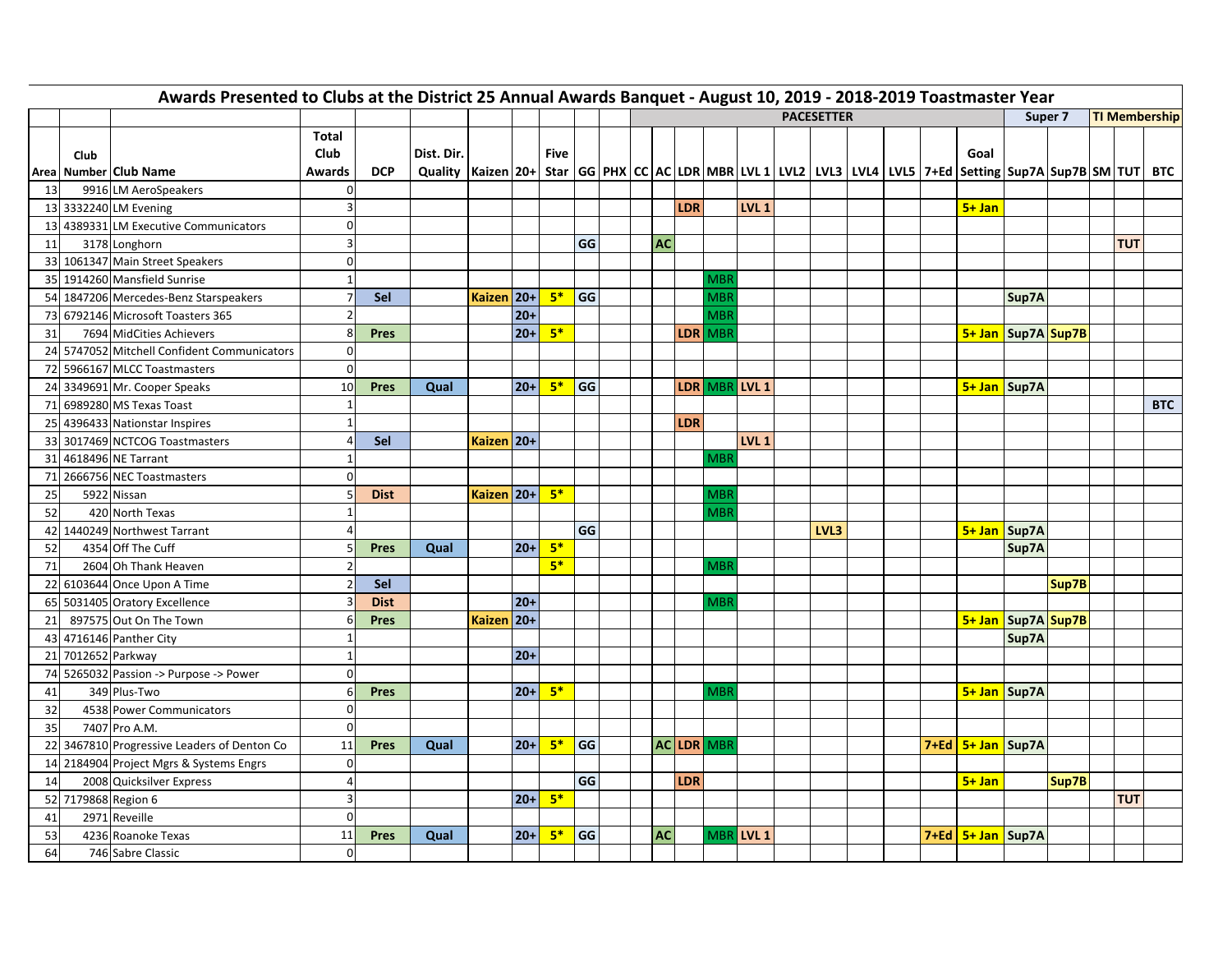# Awards Presented to Clubs at the District 25 Annual Awards Banquet - August 10, 2019 - 2018-2019 Toastmaster Year

| | | | | | | | | | | | | | | PACESETTER | | | | | | | | | Super 7 | | TI Membership | | |
|---|---|---|---|---|---|---|---|---|---|---|---|---|---|---|---|---|---|---|---|---|---|---|---|---|---|---|---|
| Area | Club Number | Club Name | Total Club Awards | DCP | Dist. Dir. Quality | Kaizen | 20+ | Five Star | GG | PHX | CC | AC | LDR | MBR | LVL 1 | LVL2 | LVL3 | LVL4 | LVL5 | 7+Ed | Goal Setting | Sup7A | Sup7B | SM | TUT | BTC |
| 13 | 9916 | LM AeroSpeakers | 0 | | | | | | | | | | | | | | | | | | | | | | | |
| 13 | 3332240 | LM Evening | 3 | | | | | | | | | | LDR | | LVL 1 | | | | | | 5+ Jan | | | | | |
| 13 | 4389331 | LM Executive Communicators | 0 | | | | | | | | | | | | | | | | | | | | | | | |
| 11 | 3178 | Longhorn | 3 | | | | | | GG | | | AC | | | | | | | | | | | | | TUT | |
| 33 | 1061347 | Main Street Speakers | 0 | | | | | | | | | | | | | | | | | | | | | | | |
| 35 | 1914260 | Mansfield Sunrise | 1 | | | | | | | | | | | MBR | | | | | | | | | | | | |
| 54 | 1847206 | Mercedes-Benz Starspeakers | 7 | Sel | | Kaizen | 20+ | 5* | GG | | | | | MBR | | | | | | | | Sup7A | | | | |
| 73 | 6792146 | Microsoft Toasters 365 | 2 | | | | 20+ | | | | | | | MBR | | | | | | | | | | | | |
| 31 | 7694 | MidCities Achievers | 8 | Pres | | | 20+ | 5* | | | | | LDR | MBR | | | | | | | 5+ Jan | Sup7A | Sup7B | | | |
| 24 | 5747052 | Mitchell Confident Communicators | 0 | | | | | | | | | | | | | | | | | | | | | | | |
| 72 | 5966167 | MLCC Toastmasters | 0 | | | | | | | | | | | | | | | | | | | | | | | |
| 24 | 3349691 | Mr. Cooper Speaks | 10 | Pres | Qual | | 20+ | 5* | GG | | | | LDR | MBR | LVL 1 | | | | | | 5+ Jan | Sup7A | | | | |
| 71 | 6989280 | MS Texas Toast | 1 | | | | | | | | | | | | | | | | | | | | | | | BTC |
| 25 | 4396433 | Nationstar Inspires | 1 | | | | | | | | | | LDR | | | | | | | | | | | | | |
| 33 | 3017469 | NCTCOG Toastmasters | 4 | Sel | | Kaizen | 20+ | | | | | | | | LVL 1 | | | | | | | | | | | |
| 31 | 4618496 | NE Tarrant | 1 | | | | | | | | | | | MBR | | | | | | | | | | | | |
| 71 | 2666756 | NEC Toastmasters | 0 | | | | | | | | | | | | | | | | | | | | | | | |
| 25 | 5922 | Nissan | 5 | Dist | | Kaizen | 20+ | 5* | | | | | | MBR | | | | | | | | | | | | |
| 52 | 420 | North Texas | 1 | | | | | | | | | | | MBR | | | | | | | | | | | | |
| 42 | 1440249 | Northwest Tarrant | 4 | | | | | | GG | | | | | | | | LVL3 | | | | 5+ Jan | Sup7A | | | | |
| 52 | 4354 | Off The Cuff | 5 | Pres | Qual | | 20+ | 5* | | | | | | | | | | | | | | Sup7A | | | | |
| 71 | 2604 | Oh Thank Heaven | 2 | | | | | 5* | | | | | | MBR | | | | | | | | | | | | |
| 22 | 6103644 | Once Upon A Time | 2 | Sel | | | | | | | | | | | | | | | | | | | Sup7B | | | |
| 65 | 5031405 | Oratory Excellence | 3 | Dist | | | 20+ | | | | | | | MBR | | | | | | | | | | | | |
| 21 | 897575 | Out On The Town | 6 | Pres | | Kaizen | 20+ | | | | | | | | | | | | | | 5+ Jan | Sup7A | Sup7B | | | |
| 43 | 4716146 | Panther City | 1 | | | | | | | | | | | | | | | | | | | Sup7A | | | | |
| 21 | 7012652 | Parkway | 1 | | | | 20+ | | | | | | | | | | | | | | | | | | | |
| 74 | 5265032 | Passion -> Purpose -> Power | 0 | | | | | | | | | | | | | | | | | | | | | | | |
| 41 | 349 | Plus-Two | 6 | Pres | | | 20+ | 5* | | | | | | MBR | | | | | | | 5+ Jan | Sup7A | | | | |
| 32 | 4538 | Power Communicators | 0 | | | | | | | | | | | | | | | | | | | | | | | |
| 35 | 7407 | Pro A.M. | 0 | | | | | | | | | | | | | | | | | | | | | | | |
| 22 | 3467810 | Progressive Leaders of Denton Co | 11 | Pres | Qual | | 20+ | 5* | GG | | | AC | LDR | MBR | | | | | | 7+Ed | 5+ Jan | Sup7A | | | | |
| 14 | 2184904 | Project Mgrs & Systems Engrs | 0 | | | | | | | | | | | | | | | | | | | | | | | |
| 14 | 2008 | Quicksilver Express | 4 | | | | | | GG | | | | LDR | | | | | | | | 5+ Jan | | Sup7B | | | |
| 52 | 7179868 | Region 6 | 3 | | | | 20+ | 5* | | | | | | | | | | | | | | | | | TUT | |
| 41 | 2971 | Reveille | 0 | | | | | | | | | | | | | | | | | | | | | | | |
| 53 | 4236 | Roanoke Texas | 11 | Pres | Qual | | 20+ | 5* | GG | | | AC | | MBR | LVL 1 | | | | | 7+Ed | 5+ Jan | Sup7A | | | | |
| 64 | 746 | Sabre Classic | 0 | | | | | | | | | | | | | | | | | | | | | | | |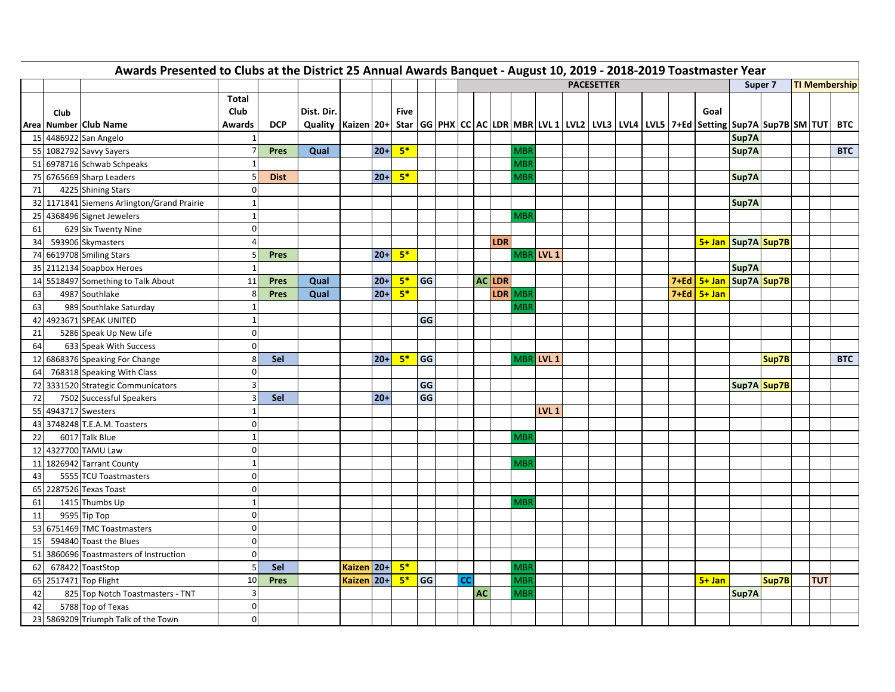## Awards Presented to Clubs at the District 25 Annual Awards Banquet - August 10, 2019 - 2018-2019 Toastmaster Year

| | | | | | | | | | | | PACESETTER | | | | | | | | | | | | | Super 7 | | TI Membership | | |
|---|---|---|---|---|---|---|---|---|---|---|---|---|---|---|---|---|---|---|---|---|---|---|---|---|---|---|---|---|
| Area | Club Number | Club Name | Total Club Awards | DCP | Dist. Dir. Quality | Kaizen | 20+ | Five Star | GG | PHX | CC | AC | LDR | MBR | LVL 1 | LVL2 | LVL3 | LVL4 | LVL5 | 7+Ed | Goal Setting | Sup7A | Sup7B | SM | TUT | BTC |
| 15 | 4486922 | San Angelo | 1 | | | | | | | | | | | | | | | | | | | Sup7A | | | | |
| 55 | 1082792 | Savvy Sayers | 7 | Pres | Qual | | 20+ | 5* | | | | | | MBR | | | | | | | | Sup7A | | | | BTC |
| 51 | 6978716 | Schwab Schpeaks | 1 | | | | | | | | | | | MBR | | | | | | | | | | | | |
| 75 | 6765669 | Sharp Leaders | 5 | Dist | | | 20+ | 5* | | | | | | MBR | | | | | | | | Sup7A | | | | |
| 71 | 4225 | Shining Stars | 0 | | | | | | | | | | | | | | | | | | | | | | | |
| 32 | 1171841 | Siemens Arlington/Grand Prairie | 1 | | | | | | | | | | | | | | | | | | | Sup7A | | | | |
| 25 | 4368496 | Signet Jewelers | 1 | | | | | | | | | | | MBR | | | | | | | | | | | | |
| 61 | 629 | Six Twenty Nine | 0 | | | | | | | | | | | | | | | | | | | | | | | |
| 34 | 593906 | Skymasters | 4 | | | | | | | | | | LDR | | | | | | | | 5+ Jan | Sup7A | Sup7B | | | |
| 74 | 6619708 | Smiling Stars | 5 | Pres | | | 20+ | 5* | | | | | | MBR | LVL 1 | | | | | | | | | | | |
| 35 | 2112134 | Soapbox Heroes | 1 | | | | | | | | | | | | | | | | | | | Sup7A | | | | |
| 14 | 5518497 | Something to Talk About | 11 | Pres | Qual | | 20+ | 5* | GG | | | AC | LDR | | | | | | | 7+Ed | 5+ Jan | Sup7A | Sup7B | | | |
| 63 | 4987 | Southlake | 8 | Pres | Qual | | 20+ | 5* | | | | | LDR | MBR | | | | | | 7+Ed | 5+ Jan | | | | | |
| 63 | 989 | Southlake Saturday | 1 | | | | | | | | | | | MBR | | | | | | | | | | | | |
| 42 | 4923671 | SPEAK UNITED | 1 | | | | | | GG | | | | | | | | | | | | | | | | | |
| 21 | 5286 | Speak Up New Life | 0 | | | | | | | | | | | | | | | | | | | | | | | |
| 64 | 633 | Speak With Success | 0 | | | | | | | | | | | | | | | | | | | | | | | |
| 12 | 6868376 | Speaking For Change | 8 | Sel | | | 20+ | 5* | GG | | | | | MBR | LVL 1 | | | | | | | | Sup7B | | | BTC |
| 64 | 768318 | Speaking With Class | 0 | | | | | | | | | | | | | | | | | | | | | | | |
| 72 | 3331520 | Strategic Communicators | 3 | | | | | | GG | | | | | | | | | | | | | Sup7A | Sup7B | | | |
| 72 | 7502 | Successful Speakers | 3 | Sel | | | 20+ | | GG | | | | | | | | | | | | | | | | | |
| 55 | 4943717 | Swesters | 1 | | | | | | | | | | | | LVL 1 | | | | | | | | | | | |
| 43 | 3748248 | T.E.A.M. Toasters | 0 | | | | | | | | | | | | | | | | | | | | | | | |
| 22 | 6017 | Talk Blue | 1 | | | | | | | | | | | MBR | | | | | | | | | | | | |
| 12 | 4327700 | TAMU Law | 0 | | | | | | | | | | | | | | | | | | | | | | | |
| 11 | 1826942 | Tarrant County | 1 | | | | | | | | | | | MBR | | | | | | | | | | | | |
| 43 | 5555 | TCU Toastmasters | 0 | | | | | | | | | | | | | | | | | | | | | | | |
| 65 | 2287526 | Texas Toast | 0 | | | | | | | | | | | | | | | | | | | | | | | |
| 61 | 1415 | Thumbs Up | 1 | | | | | | | | | | | MBR | | | | | | | | | | | | |
| 11 | 9595 | Tip Top | 0 | | | | | | | | | | | | | | | | | | | | | | | |
| 53 | 6751469 | TMC Toastmasters | 0 | | | | | | | | | | | | | | | | | | | | | | | |
| 15 | 594840 | Toast the Blues | 0 | | | | | | | | | | | | | | | | | | | | | | | |
| 51 | 3860696 | Toastmasters of Instruction | 0 | | | | | | | | | | | | | | | | | | | | | | | |
| 62 | 678422 | ToastStop | 5 | Sel | | Kaizen | 20+ | 5* | | | | | | MBR | | | | | | | | | | | | |
| 65 | 2517471 | Top Flight | 10 | Pres | | Kaizen | 20+ | 5* | GG | | CC | | | MBR | | | | | | | 5+ Jan | | Sup7B | | TUT | |
| 42 | 825 | Top Notch Toastmasters - TNT | 3 | | | | | | | | | AC | | MBR | | | | | | | | Sup7A | | | | |
| 42 | 5788 | Top of Texas | 0 | | | | | | | | | | | | | | | | | | | | | | | |
| 23 | 5869209 | Triumph Talk of the Town | 0 | | | | | | | | | | | | | | | | | | | | | | | |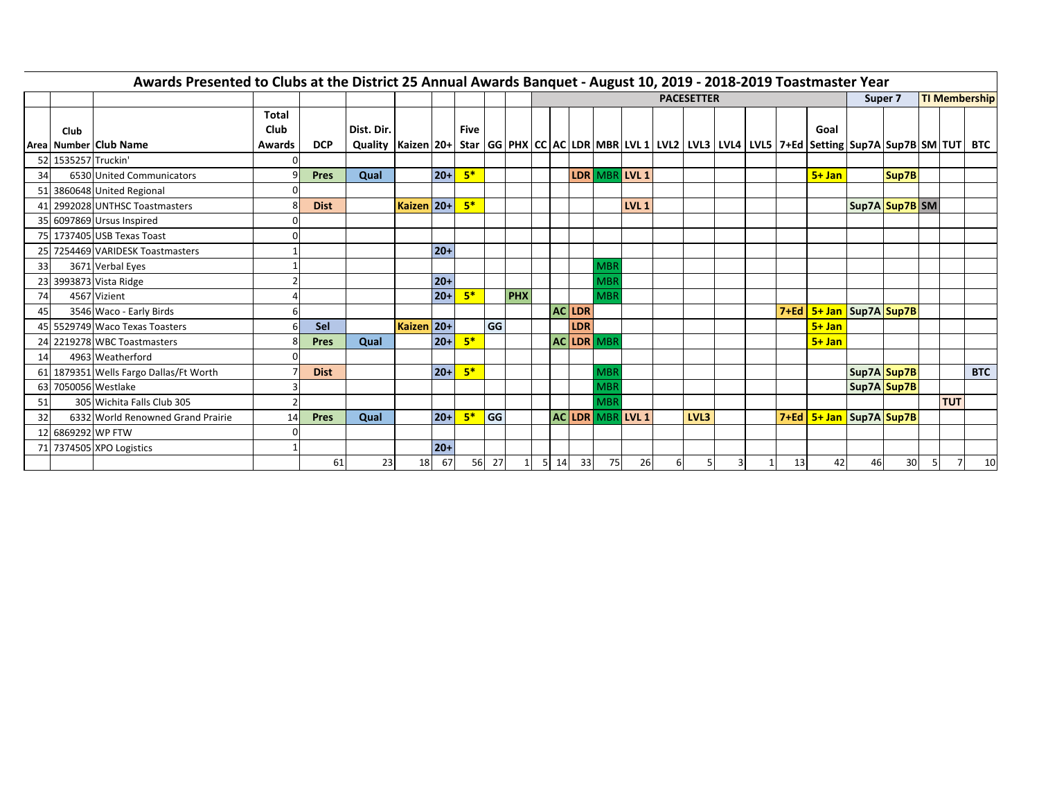# Awards Presented to Clubs at the District 25 Annual Awards Banquet - August 10, 2019 - 2018-2019 Toastmaster Year

| | | | | | | | | | | | | PACESETTER | | | | | | | | | | Super 7 | | TI Membership | | |
|---|---|---|---|---|---|---|---|---|---|---|---|---|---|---|---|---|---|---|---|---|---|---|---|---|---|---|
| Area | Club Number | Club Name | Total Club Awards | DCP | Dist. Dir. Quality | Kaizen | 20+ | Five Star | GG | PHX | CC | AC | LDR | MBR | LVL 1 | LVL2 | LVL3 | LVL4 | LVL5 | 7+Ed | Goal Setting | Sup7A | Sup7B | SM | TUT | BTC |
| 52 | 1535257 | Truckin' | 0 | | | | | | | | | | | | | | | | | | | | | | | |
| 34 | 6530 | United Communicators | 9 | Pres | Qual | | 20+ | 5* | | | | | LDR | MBR | LVL 1 | | | | | | 5+ Jan | | Sup7B | | | |
| 51 | 3860648 | United Regional | 0 | | | | | | | | | | | | | | | | | | | | | | | |
| 41 | 2992028 | UNTHSC Toastmasters | 8 | Dist | | Kaizen | 20+ | 5* | | | | | | | LVL 1 | | | | | | | Sup7A | Sup7B | SM | | |
| 35 | 6097869 | Ursus Inspired | 0 | | | | | | | | | | | | | | | | | | | | | | | |
| 75 | 1737405 | USB Texas Toast | 0 | | | | | | | | | | | | | | | | | | | | | | | |
| 25 | 7254469 | VARIDESK Toastmasters | 1 | | | | 20+ | | | | | | | | | | | | | | | | | | | |
| 33 | 3671 | Verbal Eyes | 1 | | | | | | | | | | | MBR | | | | | | | | | | | | |
| 23 | 3993873 | Vista Ridge | 2 | | | | 20+ | | | | | | | MBR | | | | | | | | | | | | |
| 74 | 4567 | Vizient | 4 | | | | 20+ | 5* | | PHX | | | | MBR | | | | | | | | | | | | |
| 45 | 3546 | Waco - Early Birds | 6 | | | | | | | | | AC | LDR | | | | | | | 7+Ed | 5+ Jan | Sup7A | Sup7B | | | |
| 45 | 5529749 | Waco Texas Toasters | 6 | Sel | | Kaizen | 20+ | | GG | | | | LDR | | | | | | | | 5+ Jan | | | | | |
| 24 | 2219278 | WBC Toastmasters | 8 | Pres | Qual | | 20+ | 5* | | | | AC | LDR | MBR | | | | | | | 5+ Jan | | | | | |
| 14 | 4963 | Weatherford | 0 | | | | | | | | | | | | | | | | | | | | | | | |
| 61 | 1879351 | Wells Fargo Dallas/Ft Worth | 7 | Dist | | | 20+ | 5* | | | | | | MBR | | | | | | | | Sup7A | Sup7B | | | BTC |
| 63 | 7050056 | Westlake | 3 | | | | | | | | | | | MBR | | | | | | | | Sup7A | Sup7B | | | |
| 51 | 305 | Wichita Falls Club 305 | 2 | | | | | | | | | | | MBR | | | | | | | | | | | TUT | |
| 32 | 6332 | World Renowned Grand Prairie | 14 | Pres | Qual | | 20+ | 5* | GG | | | AC | LDR | MBR | LVL 1 | | LVL3 | | | 7+Ed | 5+ Jan | Sup7A | Sup7B | | | |
| 12 | 6869292 | WP FTW | 0 | | | | | | | | | | | | | | | | | | | | | | | |
| 71 | 7374505 | XPO Logistics | 1 | | | | 20+ | | | | | | | | | | | | | | | | | | | |
| | | | | 61 | 23 | 18 | 67 | 56 | 27 | 1 | 5 | 14 | 33 | 75 | 26 | 6 | 5 | 3 | 1 | 13 | 42 | 46 | 30 | 5 | 7 | 10 |